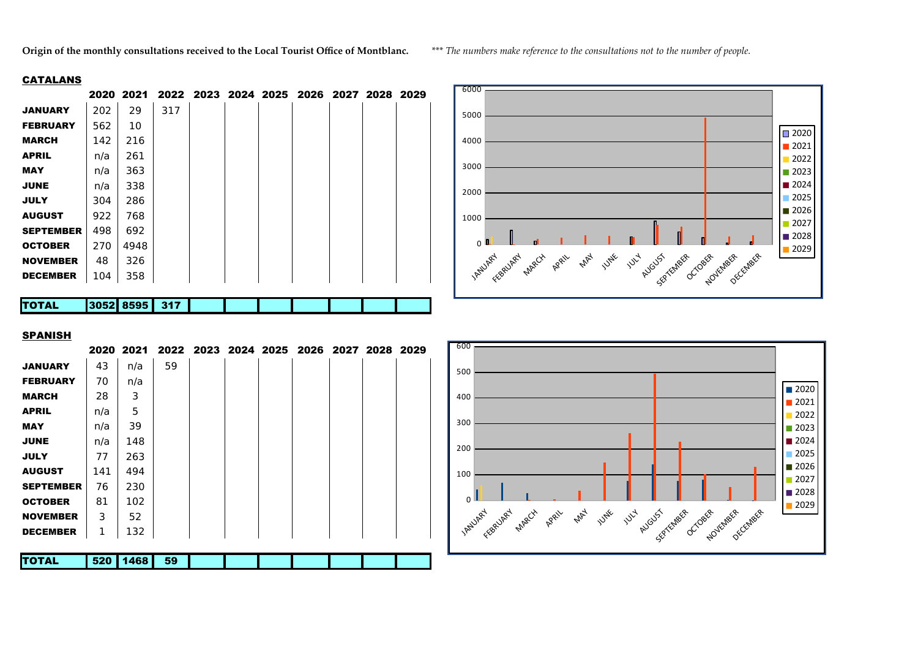**Origin of the monthly consultations received to the Local Tourist Office of Montblanc.** *\*\*\* The numbers make reference to the consultations not to the number of people.*

**CATALANS**

| | 2020 | 2021 | 2022 | 2023 | 2024 | 2025 | 2026 | 2027 | 2028 | 2029 |
|---|---|---|---|---|---|---|---|---|---|---|
| **JANUARY** | 202 | 29 | 317 | | | | | | | |
| **FEBRUARY** | 562 | 10 | | | | | | | | |
| **MARCH** | 142 | 216 | | | | | | | | |
| **APRIL** | n/a | 261 | | | | | | | | |
| **MAY** | n/a | 363 | | | | | | | | |
| **JUNE** | n/a | 338 | | | | | | | | |
| **JULY** | 304 | 286 | | | | | | | | |
| **AUGUST** | 922 | 768 | | | | | | | | |
| **SEPTEMBER** | 498 | 692 | | | | | | | | |
| **OCTOBER** | 270 | 4948 | | | | | | | | |
| **NOVEMBER** | 48 | 326 | | | | | | | | |
| **DECEMBER** | 104 | 358 | | | | | | | | |
| **TOTAL** | **3052** | **8595** | **317** | | | | | | | |

**SPANISH**

| | 2020 | 2021 | 2022 | 2023 | 2024 | 2025 | 2026 | 2027 | 2028 | 2029 |
|---|---|---|---|---|---|---|---|---|---|---|
| **JANUARY** | 43 | n/a | 59 | | | | | | | |
| **FEBRUARY** | 70 | n/a | | | | | | | | |
| **MARCH** | 28 | 3 | | | | | | | | |
| **APRIL** | n/a | 5 | | | | | | | | |
| **MAY** | n/a | 39 | | | | | | | | |
| **JUNE** | n/a | 148 | | | | | | | | |
| **JULY** | 77 | 263 | | | | | | | | |
| **AUGUST** | 141 | 494 | | | | | | | | |
| **SEPTEMBER** | 76 | 230 | | | | | | | | |
| **OCTOBER** | 81 | 102 | | | | | | | | |
| **NOVEMBER** | 3 | 52 | | | | | | | | |
| **DECEMBER** | 1 | 132 | | | | | | | | |
| **TOTAL** | **520** | **1468** | **59** | | | | | | | |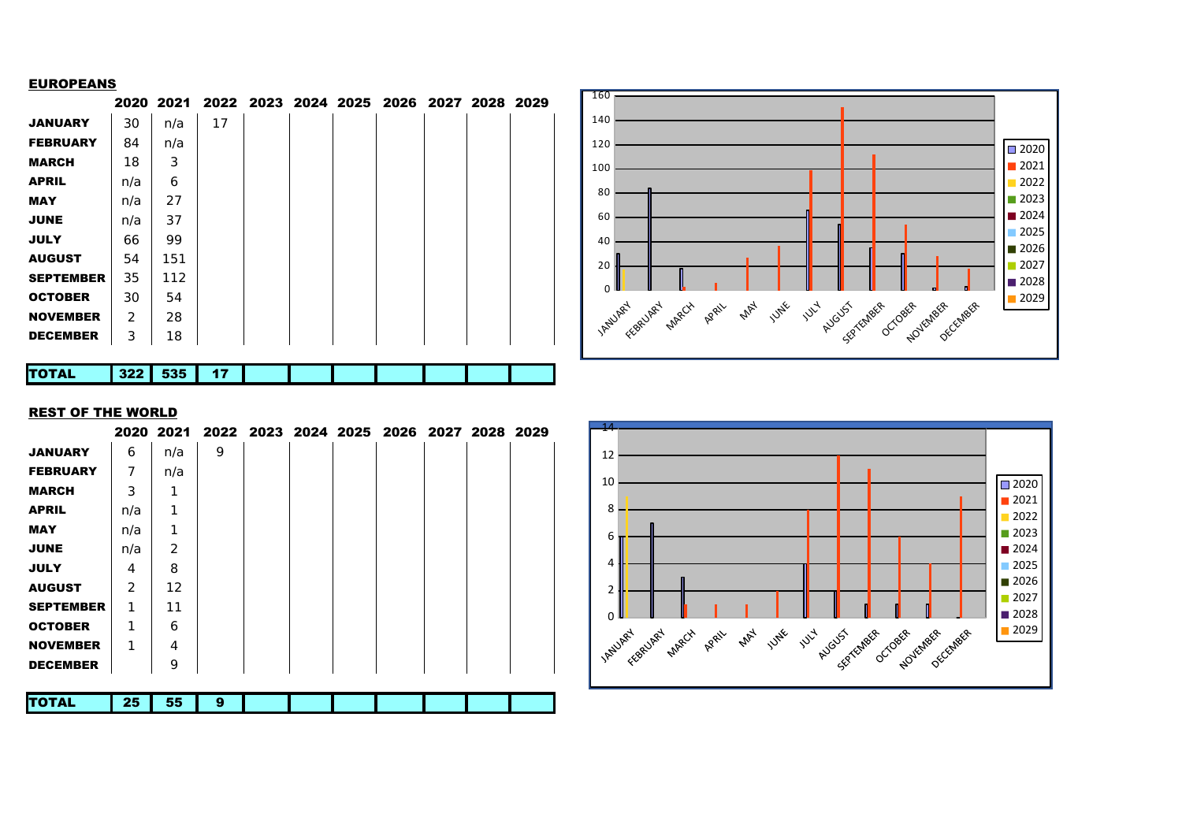**EUROPEANS**

| | 2020 | 2021 | 2022 | 2023 | 2024 | 2025 | 2026 | 2027 | 2028 | 2029 |
|---|---|---|---|---|---|---|---|---|---|---|
| **JANUARY** | 30 | n/a | 17 | | | | | | | |
| **FEBRUARY** | 84 | n/a | | | | | | | | |
| **MARCH** | 18 | 3 | | | | | | | | |
| **APRIL** | n/a | 6 | | | | | | | | |
| **MAY** | n/a | 27 | | | | | | | | |
| **JUNE** | n/a | 37 | | | | | | | | |
| **JULY** | 66 | 99 | | | | | | | | |
| **AUGUST** | 54 | 151 | | | | | | | | |
| **SEPTEMBER** | 35 | 112 | | | | | | | | |
| **OCTOBER** | 30 | 54 | | | | | | | | |
| **NOVEMBER** | 2 | 28 | | | | | | | | |
| **DECEMBER** | 3 | 18 | | | | | | | | |
| **TOTAL** | **322** | **535** | **17** | | | | | | | |

160
140
120
100
80
60
40
20
0

JANUARY FEBRUARY MARCH APRIL MAY JUNE JULY AUGUST SEPTEMBER OCTOBER NOVEMBER DECEMBER

2020
2021
2022
2023
2024
2025
2026
2027
2028
2029

**REST OF THE WORLD**

| | 2020 | 2021 | 2022 | 2023 | 2024 | 2025 | 2026 | 2027 | 2028 | 2029 |
|---|---|---|---|---|---|---|---|---|---|---|
| **JANUARY** | 6 | n/a | 9 | | | | | | | |
| **FEBRUARY** | 7 | n/a | | | | | | | | |
| **MARCH** | 3 | 1 | | | | | | | | |
| **APRIL** | n/a | 1 | | | | | | | | |
| **MAY** | n/a | 1 | | | | | | | | |
| **JUNE** | n/a | 2 | | | | | | | | |
| **JULY** | 4 | 8 | | | | | | | | |
| **AUGUST** | 2 | 12 | | | | | | | | |
| **SEPTEMBER** | 1 | 11 | | | | | | | | |
| **OCTOBER** | 1 | 6 | | | | | | | | |
| **NOVEMBER** | 1 | 4 | | | | | | | | |
| **DECEMBER** | | 9 | | | | | | | | |
| **TOTAL** | **25** | **55** | **9** | | | | | | | |

14
12
10
8
6
4
2
0

JANUARY FEBRUARY MARCH APRIL MAY JUNE JULY AUGUST SEPTEMBER OCTOBER NOVEMBER DECEMBER

2020
2021
2022
2023
2024
2025
2026
2027
2028
2029